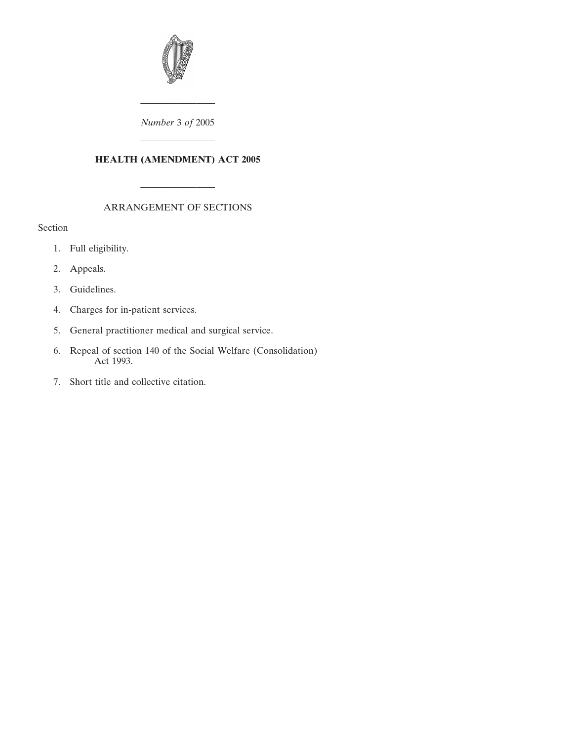*Number* 3 *of* 2005

# HEALTH (AMENDMENT) ACT 2005

ARRANGEMENT OF SECTIONS

Section

1. Full eligibility.
2. Appeals.
3. Guidelines.
4. Charges for in-patient services.
5. General practitioner medical and surgical service.
6. Repeal of section 140 of the Social Welfare (Consolidation) Act 1993.
7. Short title and collective citation.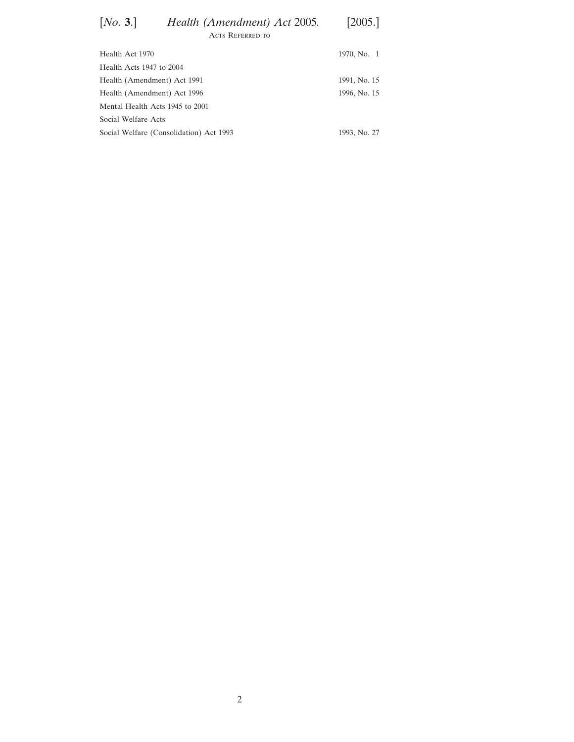## Acts Referred to

| | |
|---|---|
| Health Act 1970 | 1970, No. 1 |
| Health Acts 1947 to 2004 | |
| Health (Amendment) Act 1991 | 1991, No. 15 |
| Health (Amendment) Act 1996 | 1996, No. 15 |
| Mental Health Acts 1945 to 2001 | |
| Social Welfare Acts | |
| Social Welfare (Consolidation) Act 1993 | 1993, No. 27 |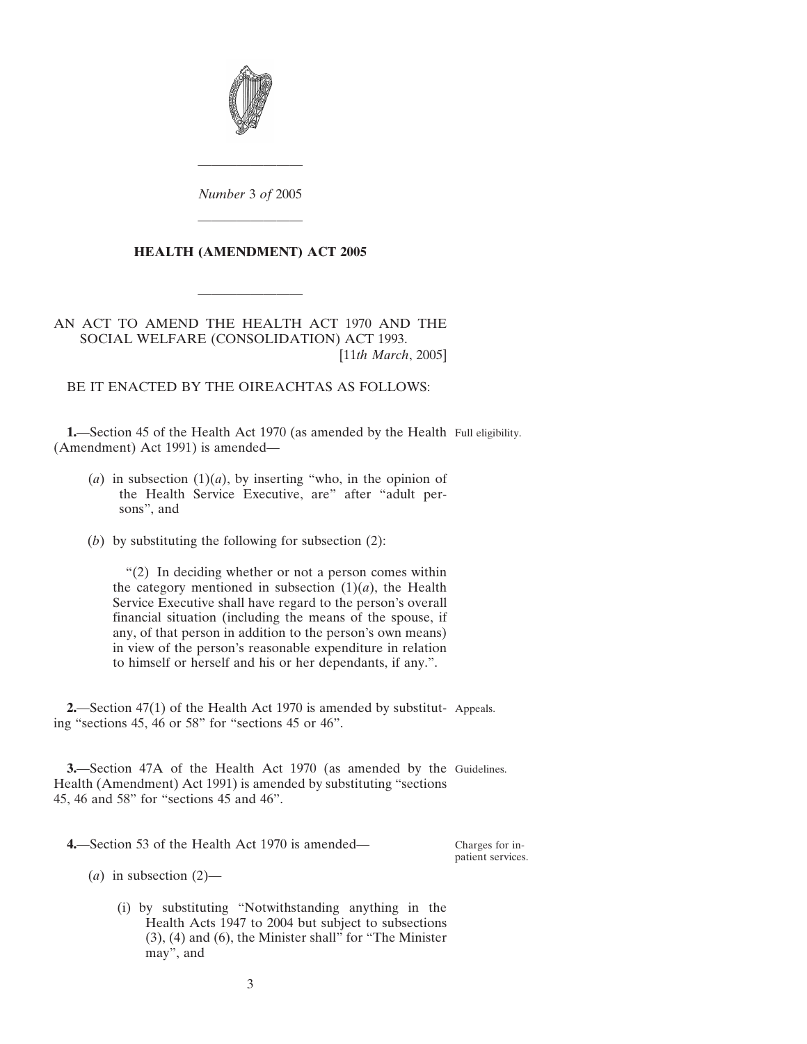*Number* 3 *of* 2005

---

# HEALTH (AMENDMENT) ACT 2005

---

AN ACT TO AMEND THE HEALTH ACT 1970 AND THE SOCIAL WELFARE (CONSOLIDATION) ACT 1993.

[11*th March*, 2005]

BE IT ENACTED BY THE OIREACHTAS AS FOLLOWS:

**1.**—Section 45 of the Health Act 1970 (as amended by the Health (Amendment) Act 1991) is amended—

Full eligibility.

(*a*) in subsection (1)(*a*), by inserting "who, in the opinion of the Health Service Executive, are" after "adult persons", and

(*b*) by substituting the following for subsection (2):

"(2) In deciding whether or not a person comes within the category mentioned in subsection (1)(*a*), the Health Service Executive shall have regard to the person's overall financial situation (including the means of the spouse, if any, of that person in addition to the person's own means) in view of the person's reasonable expenditure in relation to himself or herself and his or her dependants, if any.".

**2.**—Section 47(1) of the Health Act 1970 is amended by substituting "sections 45, 46 or 58" for "sections 45 or 46".

Appeals.

**3.**—Section 47A of the Health Act 1970 (as amended by the Health (Amendment) Act 1991) is amended by substituting "sections 45, 46 and 58" for "sections 45 and 46".

Guidelines.

**4.**—Section 53 of the Health Act 1970 is amended—

Charges for in-patient services.

(*a*) in subsection (2)—

(i) by substituting "Notwithstanding anything in the Health Acts 1947 to 2004 but subject to subsections (3), (4) and (6), the Minister shall" for "The Minister may", and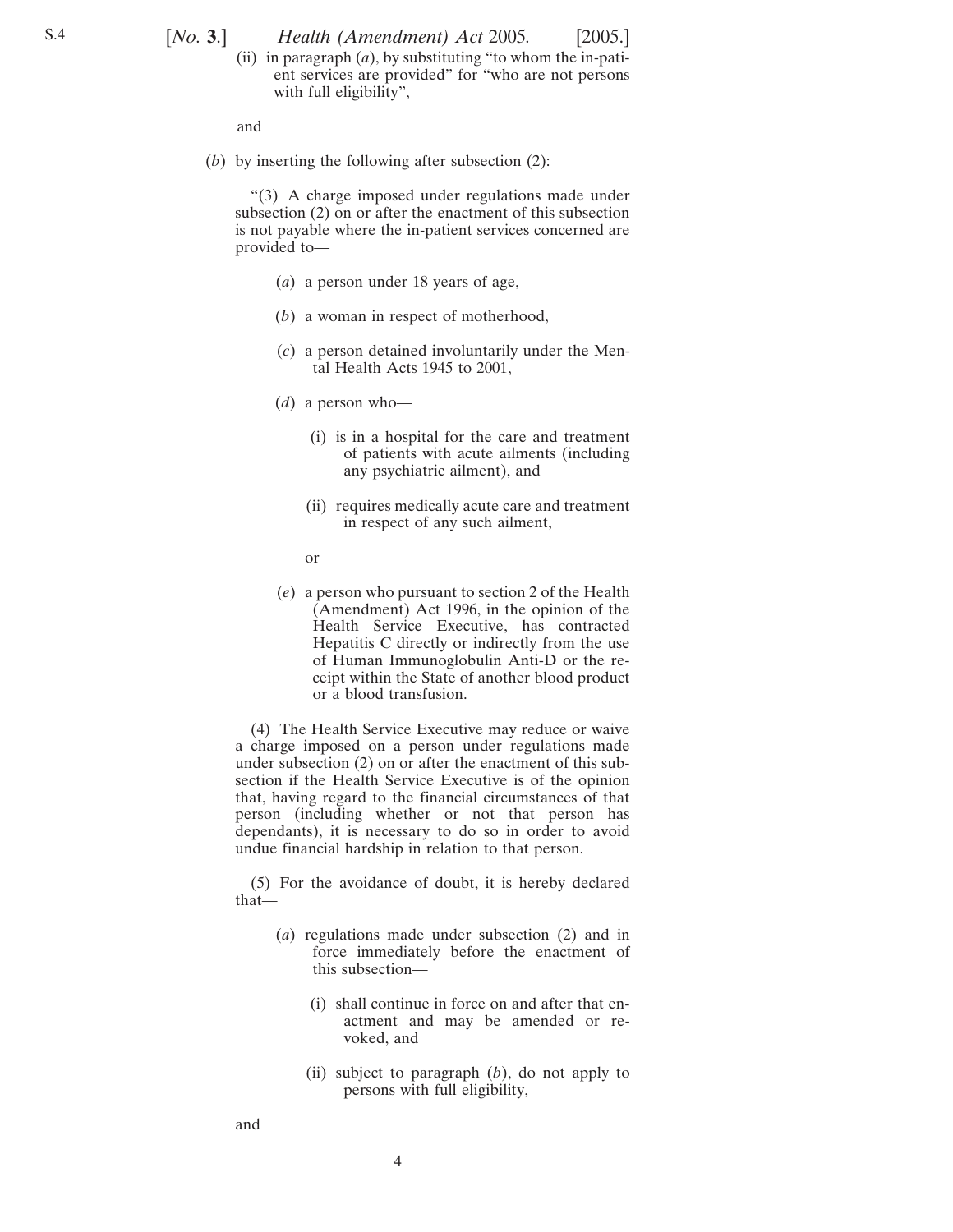(ii) in paragraph (*a*), by substituting "to whom the in-patient services are provided" for "who are not persons with full eligibility",

and

(*b*) by inserting the following after subsection (2):

"(3) A charge imposed under regulations made under subsection (2) on or after the enactment of this subsection is not payable where the in-patient services concerned are provided to—

(*a*) a person under 18 years of age,

(*b*) a woman in respect of motherhood,

(*c*) a person detained involuntarily under the Mental Health Acts 1945 to 2001,

(*d*) a person who—

(i) is in a hospital for the care and treatment of patients with acute ailments (including any psychiatric ailment), and

(ii) requires medically acute care and treatment in respect of any such ailment,

or

(*e*) a person who pursuant to section 2 of the Health (Amendment) Act 1996, in the opinion of the Health Service Executive, has contracted Hepatitis C directly or indirectly from the use of Human Immunoglobulin Anti-D or the receipt within the State of another blood product or a blood transfusion.

(4) The Health Service Executive may reduce or waive a charge imposed on a person under regulations made under subsection (2) on or after the enactment of this subsection if the Health Service Executive is of the opinion that, having regard to the financial circumstances of that person (including whether or not that person has dependants), it is necessary to do so in order to avoid undue financial hardship in relation to that person.

(5) For the avoidance of doubt, it is hereby declared that—

(*a*) regulations made under subsection (2) and in force immediately before the enactment of this subsection—

(i) shall continue in force on and after that enactment and may be amended or revoked, and

(ii) subject to paragraph (*b*), do not apply to persons with full eligibility,

and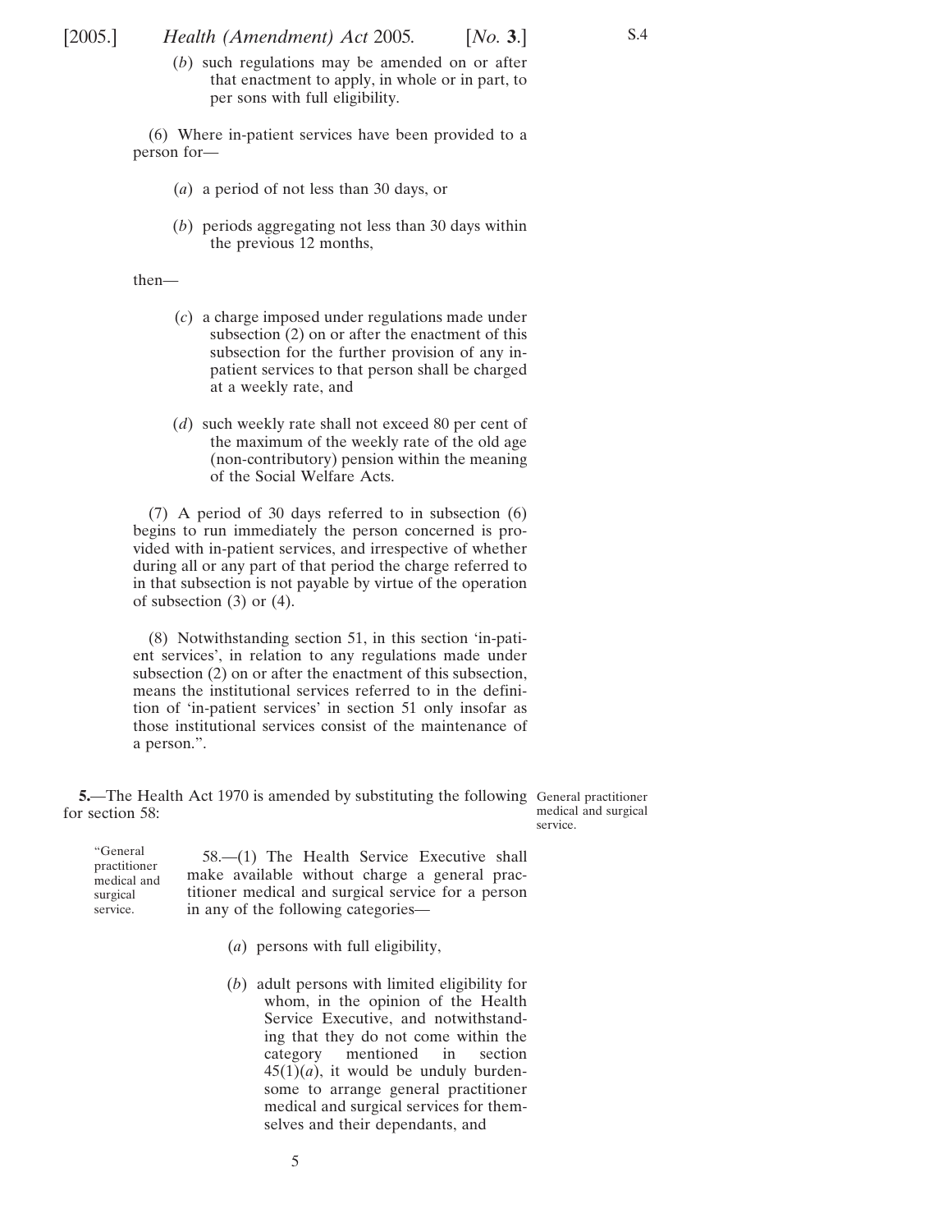(*b*) such regulations may be amended on or after that enactment to apply, in whole or in part, to per sons with full eligibility.

(6) Where in-patient services have been provided to a person for—

(*a*) a period of not less than 30 days, or

(*b*) periods aggregating not less than 30 days within the previous 12 months,

then—

(*c*) a charge imposed under regulations made under subsection (2) on or after the enactment of this subsection for the further provision of any in-patient services to that person shall be charged at a weekly rate, and

(*d*) such weekly rate shall not exceed 80 per cent of the maximum of the weekly rate of the old age (non-contributory) pension within the meaning of the Social Welfare Acts.

(7) A period of 30 days referred to in subsection (6) begins to run immediately the person concerned is provided with in-patient services, and irrespective of whether during all or any part of that period the charge referred to in that subsection is not payable by virtue of the operation of subsection (3) or (4).

(8) Notwithstanding section 51, in this section 'in-patient services', in relation to any regulations made under subsection (2) on or after the enactment of this subsection, means the institutional services referred to in the definition of 'in-patient services' in section 51 only insofar as those institutional services consist of the maintenance of a person.".

General practitioner medical and surgical service.

**5.**—The Health Act 1970 is amended by substituting the following for section 58:

"General practitioner medical and surgical service.

58.—(1) The Health Service Executive shall make available without charge a general practitioner medical and surgical service for a person in any of the following categories—

(*a*) persons with full eligibility,

(*b*) adult persons with limited eligibility for whom, in the opinion of the Health Service Executive, and notwithstanding that they do not come within the category mentioned in section 45(1)(*a*), it would be unduly burdensome to arrange general practitioner medical and surgical services for themselves and their dependants, and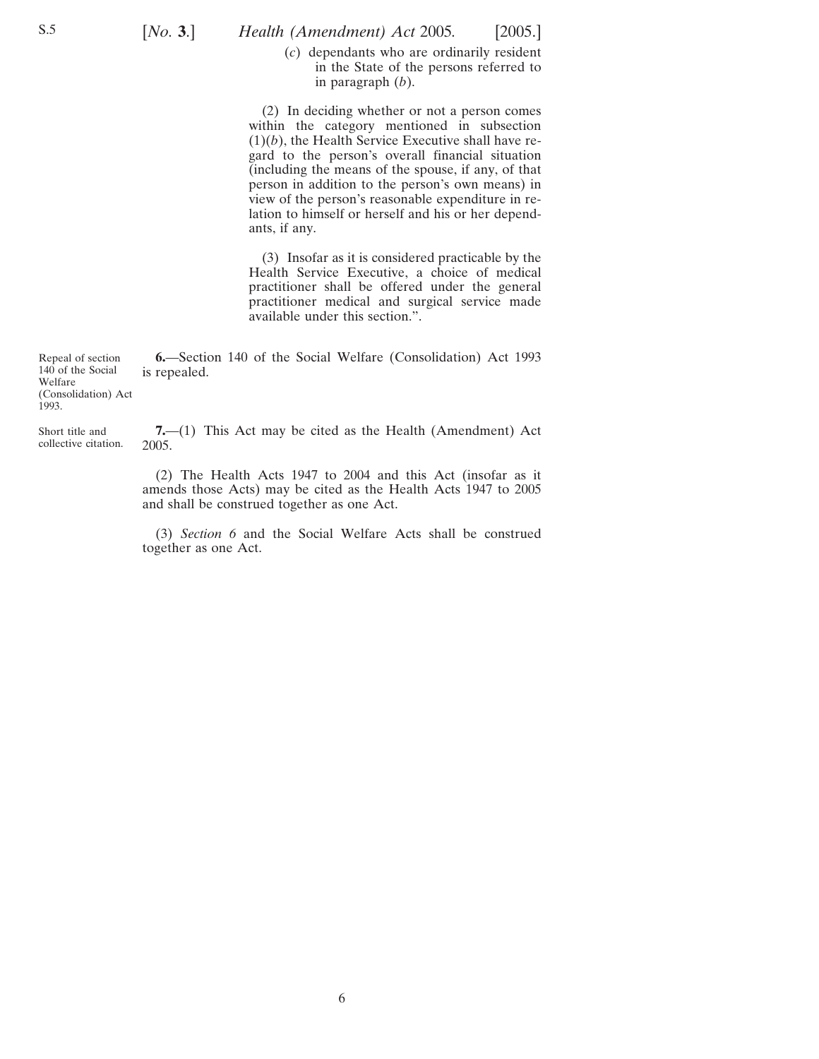(*c*) dependants who are ordinarily resident in the State of the persons referred to in paragraph (*b*).

(2) In deciding whether or not a person comes within the category mentioned in subsection (1)(*b*), the Health Service Executive shall have regard to the person's overall financial situation (including the means of the spouse, if any, of that person in addition to the person's own means) in view of the person's reasonable expenditure in relation to himself or herself and his or her dependants, if any.

(3) Insofar as it is considered practicable by the Health Service Executive, a choice of medical practitioner shall be offered under the general practitioner medical and surgical service made available under this section.".

Repeal of section 140 of the Social Welfare (Consolidation) Act 1993.

**6.**—Section 140 of the Social Welfare (Consolidation) Act 1993 is repealed.

Short title and collective citation.

**7.**—(1) This Act may be cited as the Health (Amendment) Act 2005.

(2) The Health Acts 1947 to 2004 and this Act (insofar as it amends those Acts) may be cited as the Health Acts 1947 to 2005 and shall be construed together as one Act.

(3) *Section 6* and the Social Welfare Acts shall be construed together as one Act.